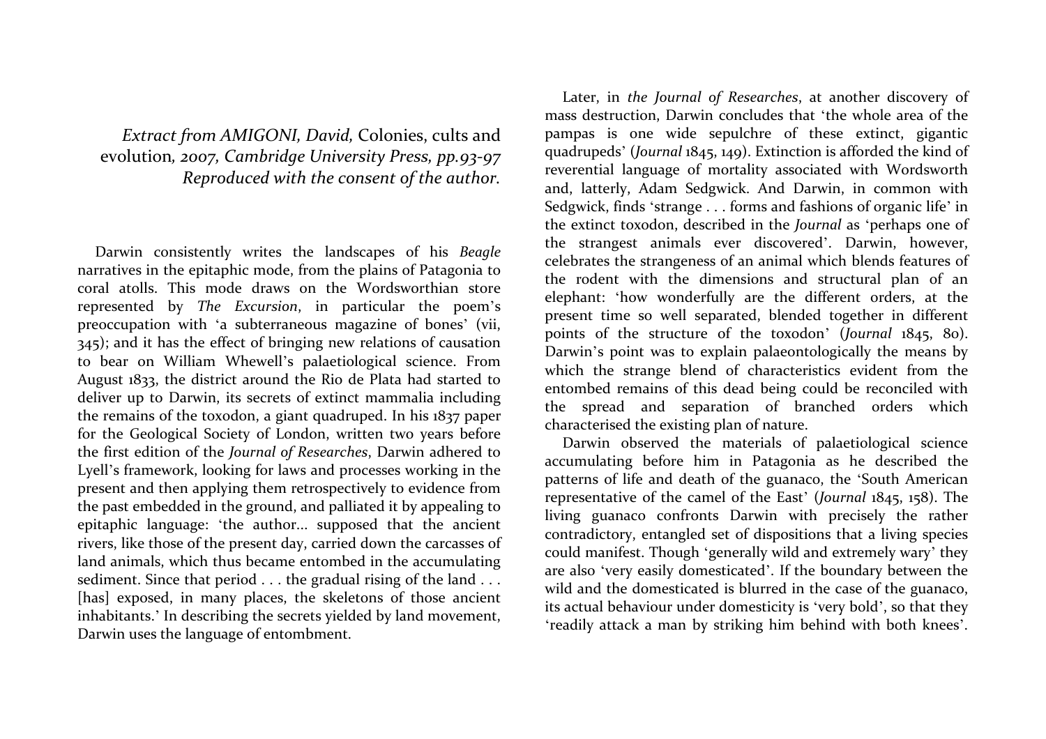*Extract from AMIGONI, David,* Colonies, cults and evolution*, 2007, Cambridge University Press, pp.93-97*
*Reproduced with the consent of the author.*

Darwin consistently writes the landscapes of his *Beagle* narratives in the epitaphic mode, from the plains of Patagonia to coral atolls. This mode draws on the Wordsworthian store represented by *The Excursion*, in particular the poem's preoccupation with 'a subterraneous magazine of bones' (vii, 345); and it has the effect of bringing new relations of causation to bear on William Whewell's palaetiological science. From August 1833, the district around the Rio de Plata had started to deliver up to Darwin, its secrets of extinct mammalia including the remains of the toxodon, a giant quadruped. In his 1837 paper for the Geological Society of London, written two years before the first edition of the *Journal of Researches*, Darwin adhered to Lyell's framework, looking for laws and processes working in the present and then applying them retrospectively to evidence from the past embedded in the ground, and palliated it by appealing to epitaphic language: 'the author... supposed that the ancient rivers, like those of the present day, carried down the carcasses of land animals, which thus became entombed in the accumulating sediment. Since that period . . . the gradual rising of the land . . . [has] exposed, in many places, the skeletons of those ancient inhabitants.' In describing the secrets yielded by land movement, Darwin uses the language of entombment.

Later, in *the Journal of Researches*, at another discovery of mass destruction, Darwin concludes that 'the whole area of the pampas is one wide sepulchre of these extinct, gigantic quadrupeds' (*Journal* 1845, 149). Extinction is afforded the kind of reverential language of mortality associated with Wordsworth and, latterly, Adam Sedgwick. And Darwin, in common with Sedgwick, finds 'strange . . . forms and fashions of organic life' in the extinct toxodon, described in the *Journal* as 'perhaps one of the strangest animals ever discovered'. Darwin, however, celebrates the strangeness of an animal which blends features of the rodent with the dimensions and structural plan of an elephant: 'how wonderfully are the different orders, at the present time so well separated, blended together in different points of the structure of the toxodon' (*Journal* 1845, 80). Darwin's point was to explain palaeontologically the means by which the strange blend of characteristics evident from the entombed remains of this dead being could be reconciled with the spread and separation of branched orders which characterised the existing plan of nature.

Darwin observed the materials of palaetiological science accumulating before him in Patagonia as he described the patterns of life and death of the guanaco, the 'South American representative of the camel of the East' (*Journal* 1845, 158). The living guanaco confronts Darwin with precisely the rather contradictory, entangled set of dispositions that a living species could manifest. Though 'generally wild and extremely wary' they are also 'very easily domesticated'. If the boundary between the wild and the domesticated is blurred in the case of the guanaco, its actual behaviour under domesticity is 'very bold', so that they 'readily attack a man by striking him behind with both knees'.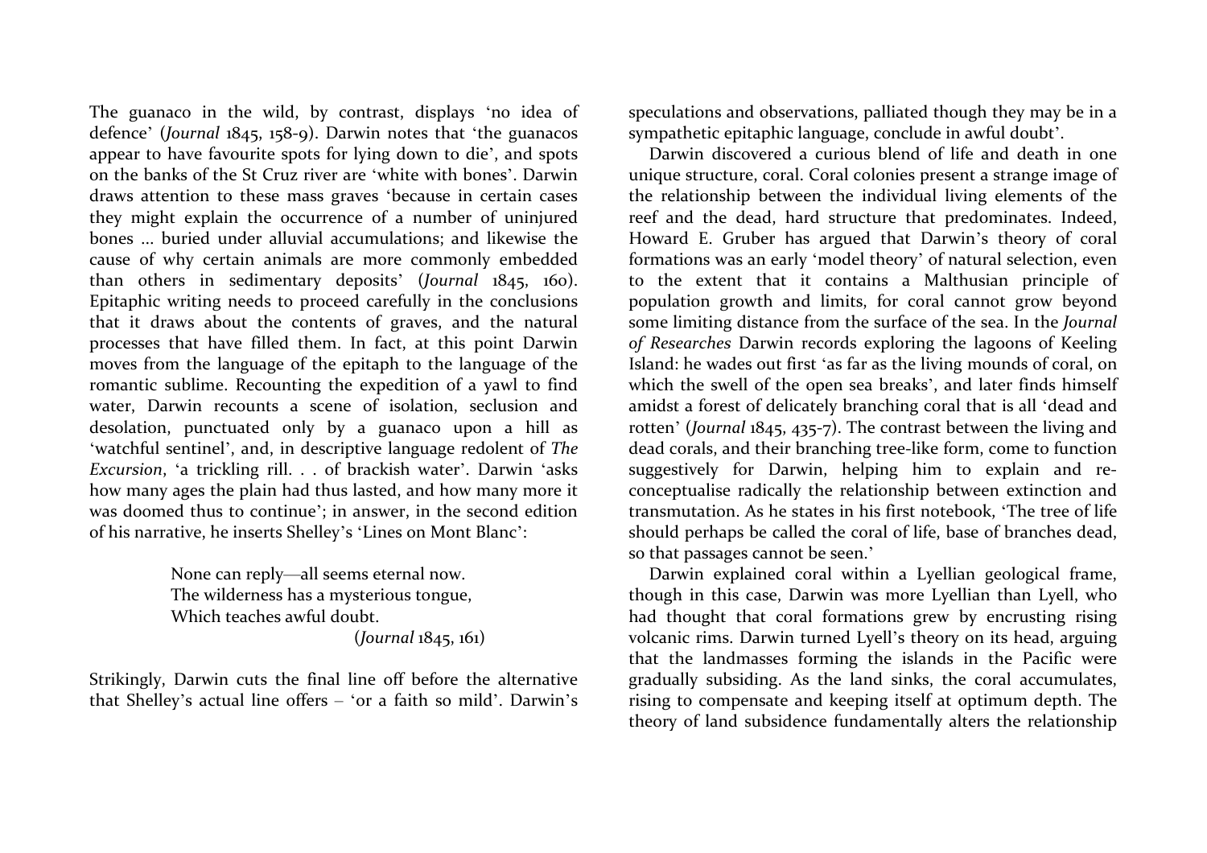The guanaco in the wild, by contrast, displays 'no idea of defence' (*Journal* 1845, 158-9). Darwin notes that 'the guanacos appear to have favourite spots for lying down to die', and spots on the banks of the St Cruz river are 'white with bones'. Darwin draws attention to these mass graves 'because in certain cases they might explain the occurrence of a number of uninjured bones ... buried under alluvial accumulations; and likewise the cause of why certain animals are more commonly embedded than others in sedimentary deposits' (*Journal* 1845, 160). Epitaphic writing needs to proceed carefully in the conclusions that it draws about the contents of graves, and the natural processes that have filled them. In fact, at this point Darwin moves from the language of the epitaph to the language of the romantic sublime. Recounting the expedition of a yawl to find water, Darwin recounts a scene of isolation, seclusion and desolation, punctuated only by a guanaco upon a hill as 'watchful sentinel', and, in descriptive language redolent of *The Excursion*, 'a trickling rill. . . of brackish water'. Darwin 'asks how many ages the plain had thus lasted, and how many more it was doomed thus to continue'; in answer, in the second edition of his narrative, he inserts Shelley's 'Lines on Mont Blanc':

> None can reply—all seems eternal now.
> The wilderness has a mysterious tongue,
> Which teaches awful doubt.
> (*Journal* 1845, 161)

Strikingly, Darwin cuts the final line off before the alternative that Shelley's actual line offers – 'or a faith so mild'. Darwin's speculations and observations, palliated though they may be in a sympathetic epitaphic language, conclude in awful doubt'.

Darwin discovered a curious blend of life and death in one unique structure, coral. Coral colonies present a strange image of the relationship between the individual living elements of the reef and the dead, hard structure that predominates. Indeed, Howard E. Gruber has argued that Darwin's theory of coral formations was an early 'model theory' of natural selection, even to the extent that it contains a Malthusian principle of population growth and limits, for coral cannot grow beyond some limiting distance from the surface of the sea. In the *Journal of Researches* Darwin records exploring the lagoons of Keeling Island: he wades out first 'as far as the living mounds of coral, on which the swell of the open sea breaks', and later finds himself amidst a forest of delicately branching coral that is all 'dead and rotten' (*Journal* 1845, 435-7). The contrast between the living and dead corals, and their branching tree-like form, come to function suggestively for Darwin, helping him to explain and re-conceptualise radically the relationship between extinction and transmutation. As he states in his first notebook, 'The tree of life should perhaps be called the coral of life, base of branches dead, so that passages cannot be seen.'

Darwin explained coral within a Lyellian geological frame, though in this case, Darwin was more Lyellian than Lyell, who had thought that coral formations grew by encrusting rising volcanic rims. Darwin turned Lyell's theory on its head, arguing that the landmasses forming the islands in the Pacific were gradually subsiding. As the land sinks, the coral accumulates, rising to compensate and keeping itself at optimum depth. The theory of land subsidence fundamentally alters the relationship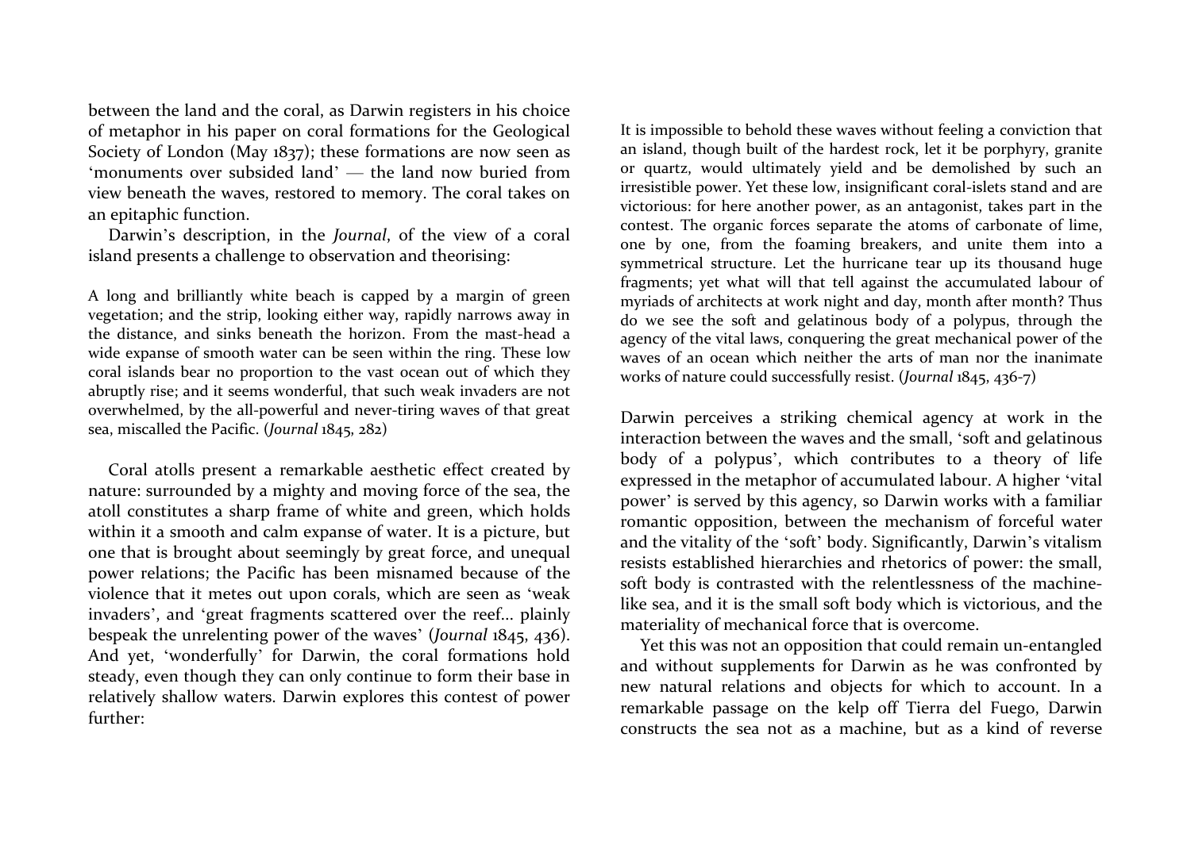between the land and the coral, as Darwin registers in his choice of metaphor in his paper on coral formations for the Geological Society of London (May 1837); these formations are now seen as 'monuments over subsided land' — the land now buried from view beneath the waves, restored to memory. The coral takes on an epitaphic function.

Darwin's description, in the *Journal*, of the view of a coral island presents a challenge to observation and theorising:

> A long and brilliantly white beach is capped by a margin of green vegetation; and the strip, looking either way, rapidly narrows away in the distance, and sinks beneath the horizon. From the mast-head a wide expanse of smooth water can be seen within the ring. These low coral islands bear no proportion to the vast ocean out of which they abruptly rise; and it seems wonderful, that such weak invaders are not overwhelmed, by the all-powerful and never-tiring waves of that great sea, miscalled the Pacific. (*Journal* 1845, 282)

Coral atolls present a remarkable aesthetic effect created by nature: surrounded by a mighty and moving force of the sea, the atoll constitutes a sharp frame of white and green, which holds within it a smooth and calm expanse of water. It is a picture, but one that is brought about seemingly by great force, and unequal power relations; the Pacific has been misnamed because of the violence that it metes out upon corals, which are seen as 'weak invaders', and 'great fragments scattered over the reef… plainly bespeak the unrelenting power of the waves' (*Journal* 1845, 436). And yet, 'wonderfully' for Darwin, the coral formations hold steady, even though they can only continue to form their base in relatively shallow waters. Darwin explores this contest of power further:

> It is impossible to behold these waves without feeling a conviction that an island, though built of the hardest rock, let it be porphyry, granite or quartz, would ultimately yield and be demolished by such an irresistible power. Yet these low, insignificant coral-islets stand and are victorious: for here another power, as an antagonist, takes part in the contest. The organic forces separate the atoms of carbonate of lime, one by one, from the foaming breakers, and unite them into a symmetrical structure. Let the hurricane tear up its thousand huge fragments; yet what will that tell against the accumulated labour of myriads of architects at work night and day, month after month? Thus do we see the soft and gelatinous body of a polypus, through the agency of the vital laws, conquering the great mechanical power of the waves of an ocean which neither the arts of man nor the inanimate works of nature could successfully resist. (*Journal* 1845, 436-7)

Darwin perceives a striking chemical agency at work in the interaction between the waves and the small, 'soft and gelatinous body of a polypus', which contributes to a theory of life expressed in the metaphor of accumulated labour. A higher 'vital power' is served by this agency, so Darwin works with a familiar romantic opposition, between the mechanism of forceful water and the vitality of the 'soft' body. Significantly, Darwin's vitalism resists established hierarchies and rhetorics of power: the small, soft body is contrasted with the relentlessness of the machine-like sea, and it is the small soft body which is victorious, and the materiality of mechanical force that is overcome.

Yet this was not an opposition that could remain un-entangled and without supplements for Darwin as he was confronted by new natural relations and objects for which to account. In a remarkable passage on the kelp off Tierra del Fuego, Darwin constructs the sea not as a machine, but as a kind of reverse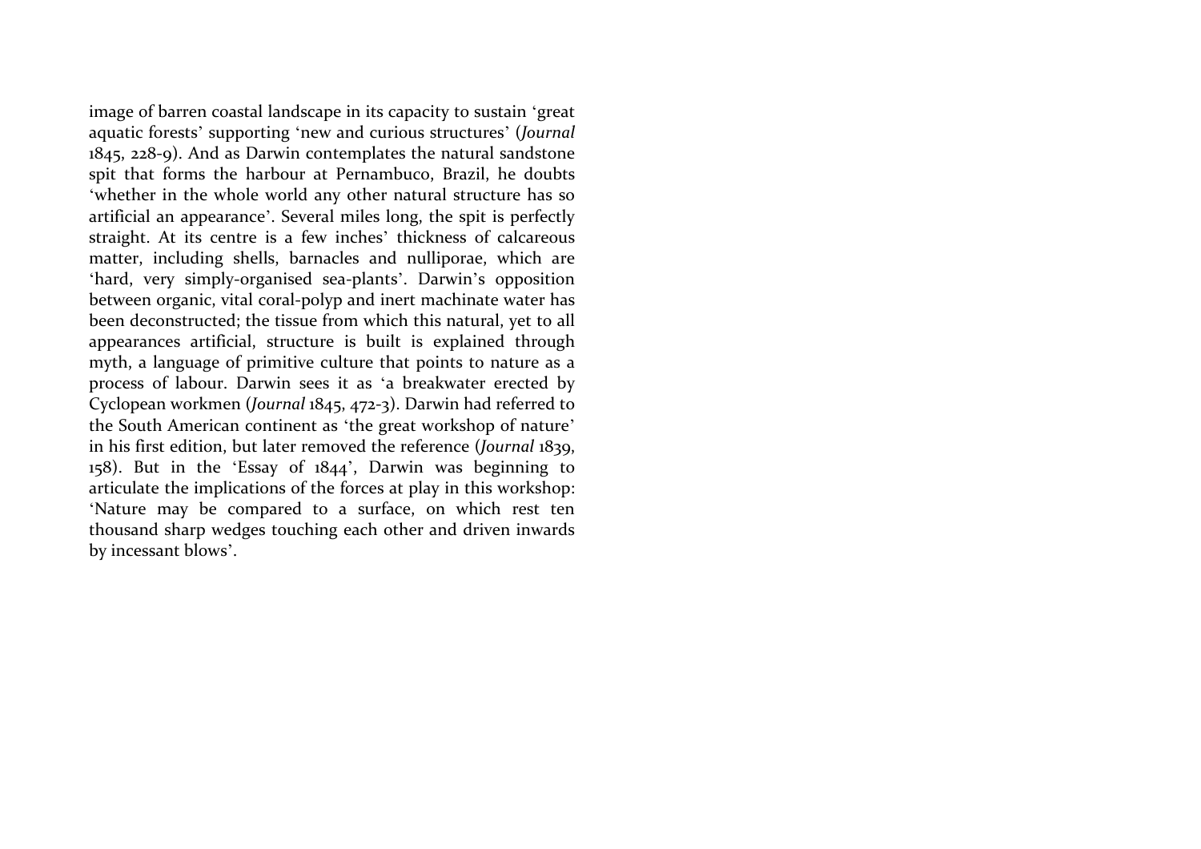image of barren coastal landscape in its capacity to sustain 'great aquatic forests' supporting 'new and curious structures' (*Journal* 1845, 228-9). And as Darwin contemplates the natural sandstone spit that forms the harbour at Pernambuco, Brazil, he doubts 'whether in the whole world any other natural structure has so artificial an appearance'. Several miles long, the spit is perfectly straight. At its centre is a few inches' thickness of calcareous matter, including shells, barnacles and nulliporae, which are 'hard, very simply-organised sea-plants'. Darwin's opposition between organic, vital coral-polyp and inert machinate water has been deconstructed; the tissue from which this natural, yet to all appearances artificial, structure is built is explained through myth, a language of primitive culture that points to nature as a process of labour. Darwin sees it as 'a breakwater erected by Cyclopean workmen (*Journal* 1845, 472-3). Darwin had referred to the South American continent as 'the great workshop of nature' in his first edition, but later removed the reference (*Journal* 1839, 158). But in the 'Essay of 1844', Darwin was beginning to articulate the implications of the forces at play in this workshop: 'Nature may be compared to a surface, on which rest ten thousand sharp wedges touching each other and driven inwards by incessant blows'.